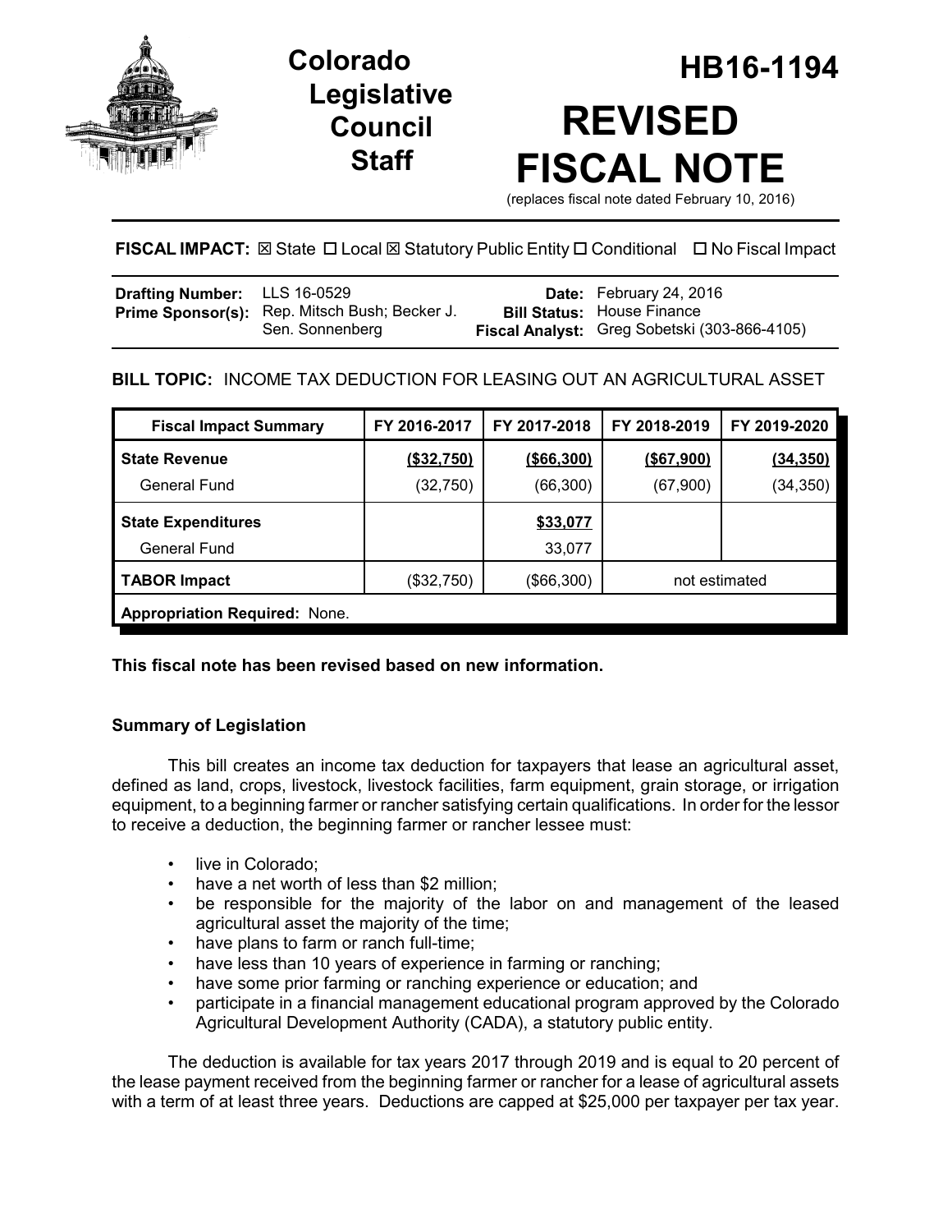# Colorado Legislative Council Staff

# HB16-1194

# REVISED FISCAL NOTE

(replaces fiscal note dated February 10, 2016)

**FISCAL IMPACT:** ☒ State ☐ Local ☒ Statutory Public Entity ☐ Conditional ☐ No Fiscal Impact

| | | | |
|---|---|---|---|
| **Drafting Number:** | LLS 16-0529 | **Date:** | February 24, 2016 |
| **Prime Sponsor(s):** | Rep. Mitsch Bush; Becker J. Sen. Sonnenberg | **Bill Status:** | House Finance |
| | | **Fiscal Analyst:** | Greg Sobetski (303-866-4105) |

**BILL TOPIC:** INCOME TAX DEDUCTION FOR LEASING OUT AN AGRICULTURAL ASSET

| Fiscal Impact Summary | FY 2016-2017 | FY 2017-2018 | FY 2018-2019 | FY 2019-2020 |
|---|---|---|---|---|
| **State Revenue** | **($32,750)** | **($66,300)** | **($67,900)** | **(34,350)** |
| General Fund | (32,750) | (66,300) | (67,900) | (34,350) |
| **State Expenditures** | | **$33,077** | | |
| General Fund | | 33,077 | | |
| **TABOR Impact** | ($32,750) | ($66,300) | not estimated | |
| **Appropriation Required:** None. | | | | |

**This fiscal note has been revised based on new information.**

### Summary of Legislation

This bill creates an income tax deduction for taxpayers that lease an agricultural asset, defined as land, crops, livestock, livestock facilities, farm equipment, grain storage, or irrigation equipment, to a beginning farmer or rancher satisfying certain qualifications. In order for the lessor to receive a deduction, the beginning farmer or rancher lessee must:

- live in Colorado;
- have a net worth of less than $2 million;
- be responsible for the majority of the labor on and management of the leased agricultural asset the majority of the time;
- have plans to farm or ranch full-time;
- have less than 10 years of experience in farming or ranching;
- have some prior farming or ranching experience or education; and
- participate in a financial management educational program approved by the Colorado Agricultural Development Authority (CADA), a statutory public entity.

The deduction is available for tax years 2017 through 2019 and is equal to 20 percent of the lease payment received from the beginning farmer or rancher for a lease of agricultural assets with a term of at least three years. Deductions are capped at $25,000 per taxpayer per tax year.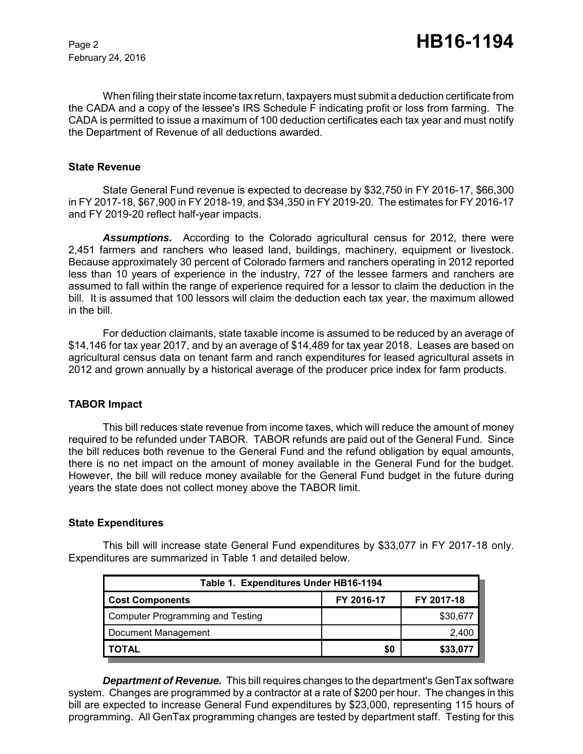When filing their state income tax return, taxpayers must submit a deduction certificate from the CADA and a copy of the lessee's IRS Schedule F indicating profit or loss from farming. The CADA is permitted to issue a maximum of 100 deduction certificates each tax year and must notify the Department of Revenue of all deductions awarded.

### State Revenue

State General Fund revenue is expected to decrease by $32,750 in FY 2016-17, $66,300 in FY 2017-18, $67,900 in FY 2018-19, and $34,350 in FY 2019-20. The estimates for FY 2016-17 and FY 2019-20 reflect half-year impacts.

***Assumptions.*** According to the Colorado agricultural census for 2012, there were 2,451 farmers and ranchers who leased land, buildings, machinery, equipment or livestock. Because approximately 30 percent of Colorado farmers and ranchers operating in 2012 reported less than 10 years of experience in the industry, 727 of the lessee farmers and ranchers are assumed to fall within the range of experience required for a lessor to claim the deduction in the bill. It is assumed that 100 lessors will claim the deduction each tax year, the maximum allowed in the bill.

For deduction claimants, state taxable income is assumed to be reduced by an average of $14,146 for tax year 2017, and by an average of $14,489 for tax year 2018. Leases are based on agricultural census data on tenant farm and ranch expenditures for leased agricultural assets in 2012 and grown annually by a historical average of the producer price index for farm products.

### TABOR Impact

This bill reduces state revenue from income taxes, which will reduce the amount of money required to be refunded under TABOR. TABOR refunds are paid out of the General Fund. Since the bill reduces both revenue to the General Fund and the refund obligation by equal amounts, there is no net impact on the amount of money available in the General Fund for the budget. However, the bill will reduce money available for the General Fund budget in the future during years the state does not collect money above the TABOR limit.

### State Expenditures

This bill will increase state General Fund expenditures by $33,077 in FY 2017-18 only. Expenditures are summarized in Table 1 and detailed below.

| Table 1. Expenditures Under HB16-1194 | | |
|---|---|---|
| **Cost Components** | **FY 2016-17** | **FY 2017-18** |
| Computer Programming and Testing | | $30,677 |
| Document Management | | 2,400 |
| **TOTAL** | **$0** | **$33,077** |

***Department of Revenue.*** This bill requires changes to the department's GenTax software system. Changes are programmed by a contractor at a rate of $200 per hour. The changes in this bill are expected to increase General Fund expenditures by $23,000, representing 115 hours of programming. All GenTax programming changes are tested by department staff. Testing for this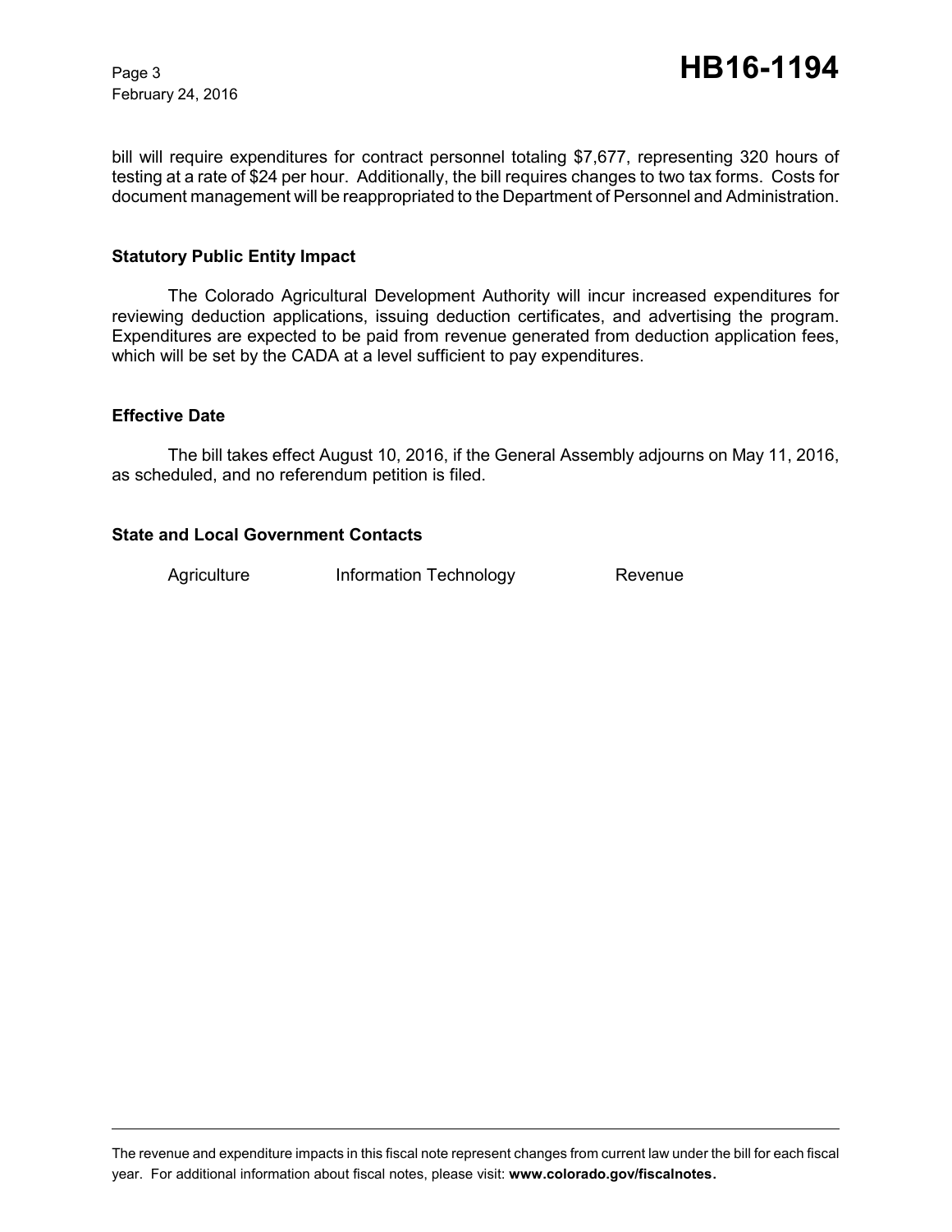bill will require expenditures for contract personnel totaling $7,677, representing 320 hours of testing at a rate of $24 per hour. Additionally, the bill requires changes to two tax forms. Costs for document management will be reappropriated to the Department of Personnel and Administration.

### Statutory Public Entity Impact

The Colorado Agricultural Development Authority will incur increased expenditures for reviewing deduction applications, issuing deduction certificates, and advertising the program. Expenditures are expected to be paid from revenue generated from deduction application fees, which will be set by the CADA at a level sufficient to pay expenditures.

### Effective Date

The bill takes effect August 10, 2016, if the General Assembly adjourns on May 11, 2016, as scheduled, and no referendum petition is filed.

### State and Local Government Contacts

Agriculture     Information Technology     Revenue

The revenue and expenditure impacts in this fiscal note represent changes from current law under the bill for each fiscal year. For additional information about fiscal notes, please visit: **www.colorado.gov/fiscalnotes.**